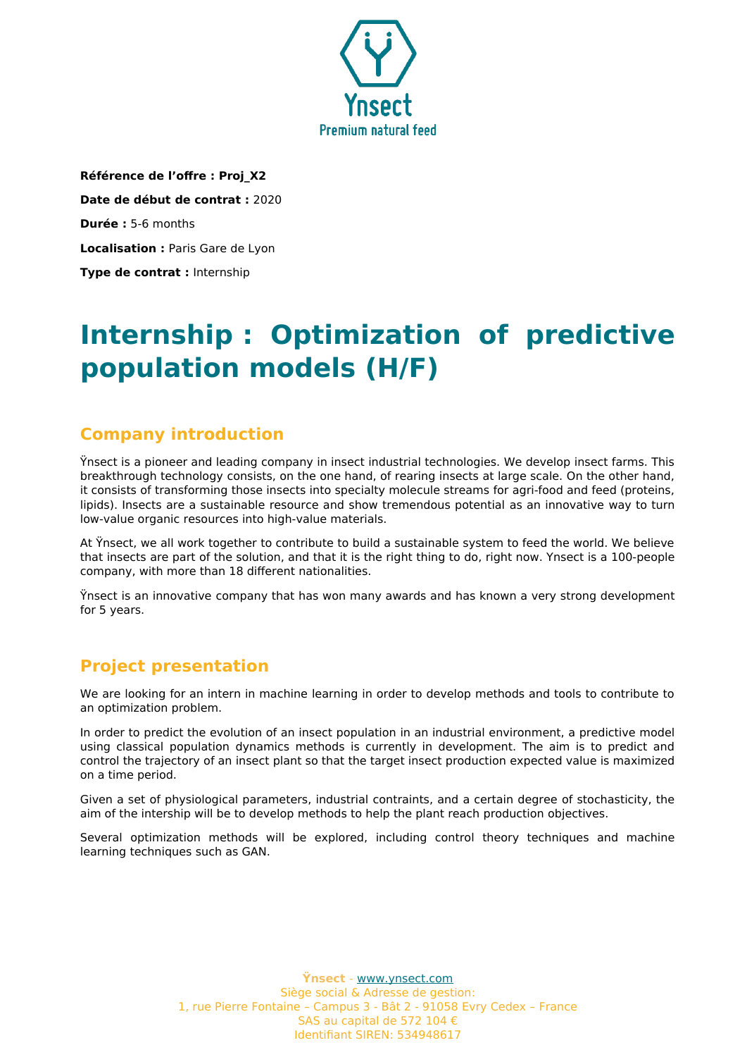Ynsect
Premium natural feed

**Référence de l'offre : Proj_X2**

**Date de début de contrat :** 2020

**Durée :** 5-6 months

**Localisation :** Paris Gare de Lyon

**Type de contrat :** Internship

# Internship : Optimization of predictive population models (H/F)

## Company introduction

Ÿnsect is a pioneer and leading company in insect industrial technologies. We develop insect farms. This breakthrough technology consists, on the one hand, of rearing insects at large scale. On the other hand, it consists of transforming those insects into specialty molecule streams for agri-food and feed (proteins, lipids). Insects are a sustainable resource and show tremendous potential as an innovative way to turn low-value organic resources into high-value materials.

At Ÿnsect, we all work together to contribute to build a sustainable system to feed the world. We believe that insects are part of the solution, and that it is the right thing to do, right now. Ynsect is a 100-people company, with more than 18 different nationalities.

Ÿnsect is an innovative company that has won many awards and has known a very strong development for 5 years.

## Project presentation

We are looking for an intern in machine learning in order to develop methods and tools to contribute to an optimization problem.

In order to predict the evolution of an insect population in an industrial environment, a predictive model using classical population dynamics methods is currently in development. The aim is to predict and control the trajectory of an insect plant so that the target insect production expected value is maximized on a time period.

Given a set of physiological parameters, industrial contraints, and a certain degree of stochasticity, the aim of the intership will be to develop methods to help the plant reach production objectives.

Several optimization methods will be explored, including control theory techniques and machine learning techniques such as GAN.

**Ÿnsect** - www.ynsect.com
Siège social & Adresse de gestion:
1, rue Pierre Fontaine – Campus 3 - Bât 2 - 91058 Evry Cedex – France
SAS au capital de 572 104 €
Identifiant SIREN: 534948617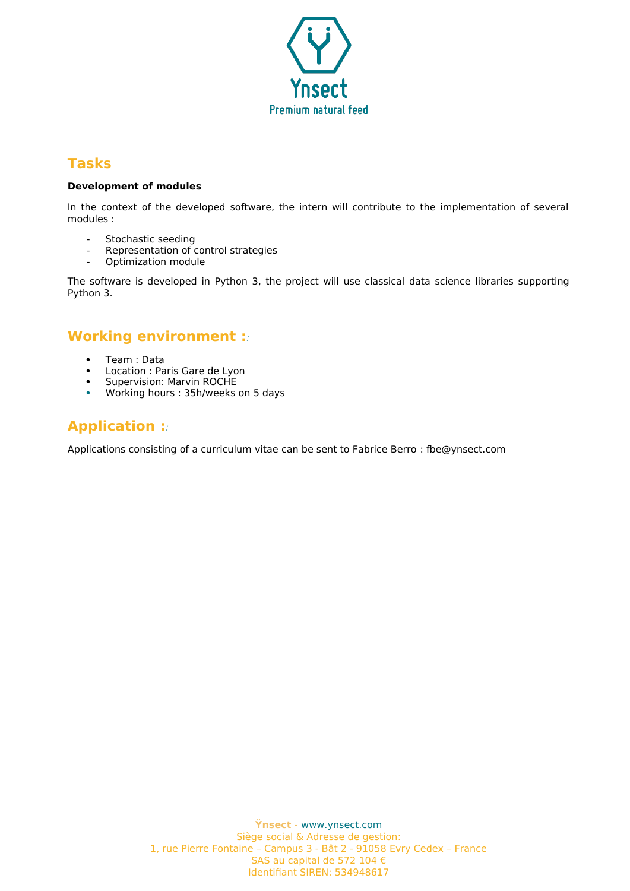## Tasks

**Development of modules**

In the context of the developed software, the intern will contribute to the implementation of several modules :

- Stochastic seeding
- Representation of control strategies
- Optimization module

The software is developed in Python 3, the project will use classical data science libraries supporting Python 3.

## Working environment ::

- Team : Data
- Location : Paris Gare de Lyon
- Supervision: Marvin ROCHE
- Working hours : 35h/weeks on 5 days

## Application ::

Applications consisting of a curriculum vitae can be sent to Fabrice Berro : fbe@ynsect.com